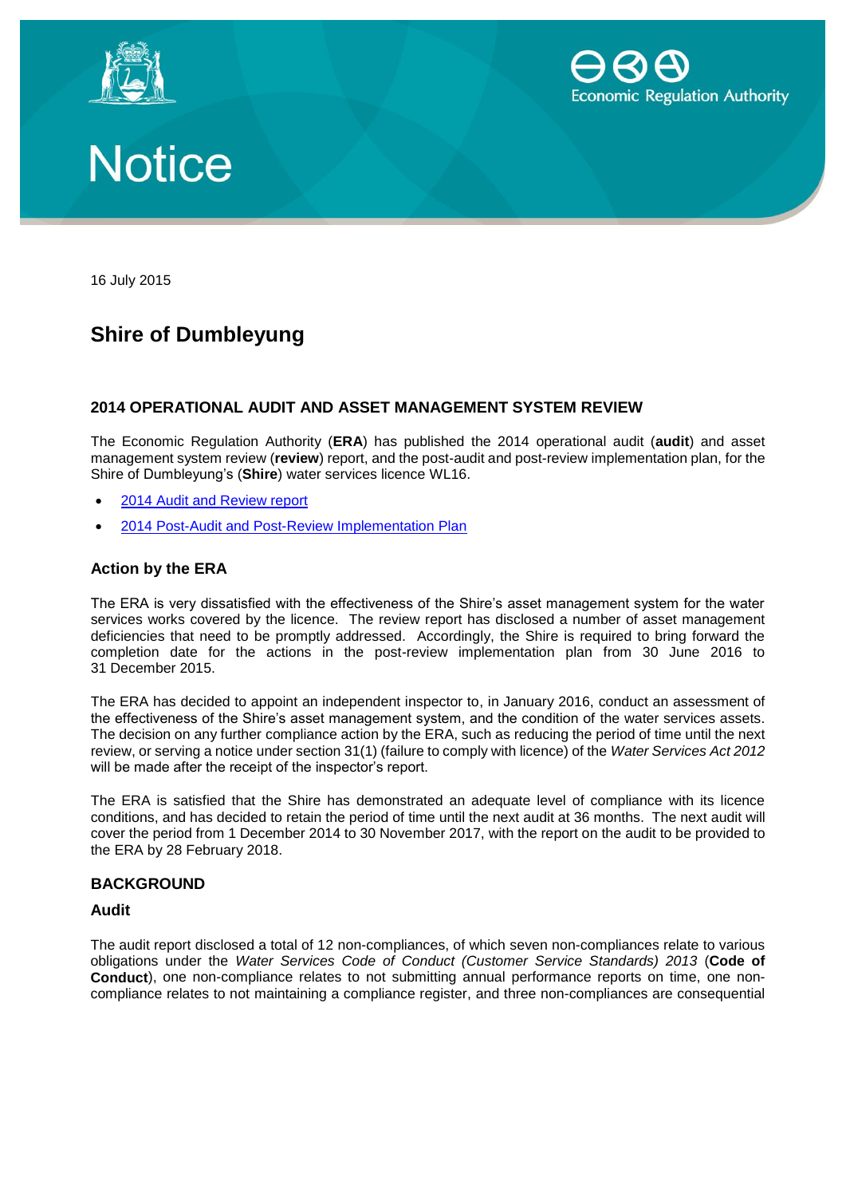# Notice

16 July 2015

## Shire of Dumbleyung

### 2014 OPERATIONAL AUDIT AND ASSET MANAGEMENT SYSTEM REVIEW

The Economic Regulation Authority (**ERA**) has published the 2014 operational audit (**audit**) and asset management system review (**review**) report, and the post-audit and post-review implementation plan, for the Shire of Dumbleyung's (**Shire**) water services licence WL16.

- 2014 Audit and Review report
- 2014 Post-Audit and Post-Review Implementation Plan

### Action by the ERA

The ERA is very dissatisfied with the effectiveness of the Shire's asset management system for the water services works covered by the licence. The review report has disclosed a number of asset management deficiencies that need to be promptly addressed. Accordingly, the Shire is required to bring forward the completion date for the actions in the post-review implementation plan from 30 June 2016 to 31 December 2015.

The ERA has decided to appoint an independent inspector to, in January 2016, conduct an assessment of the effectiveness of the Shire's asset management system, and the condition of the water services assets. The decision on any further compliance action by the ERA, such as reducing the period of time until the next review, or serving a notice under section 31(1) (failure to comply with licence) of the *Water Services Act 2012* will be made after the receipt of the inspector's report.

The ERA is satisfied that the Shire has demonstrated an adequate level of compliance with its licence conditions, and has decided to retain the period of time until the next audit at 36 months. The next audit will cover the period from 1 December 2014 to 30 November 2017, with the report on the audit to be provided to the ERA by 28 February 2018.

### BACKGROUND

#### Audit

The audit report disclosed a total of 12 non-compliances, of which seven non-compliances relate to various obligations under the *Water Services Code of Conduct (Customer Service Standards) 2013* (**Code of Conduct**), one non-compliance relates to not submitting annual performance reports on time, one non-compliance relates to not maintaining a compliance register, and three non-compliances are consequential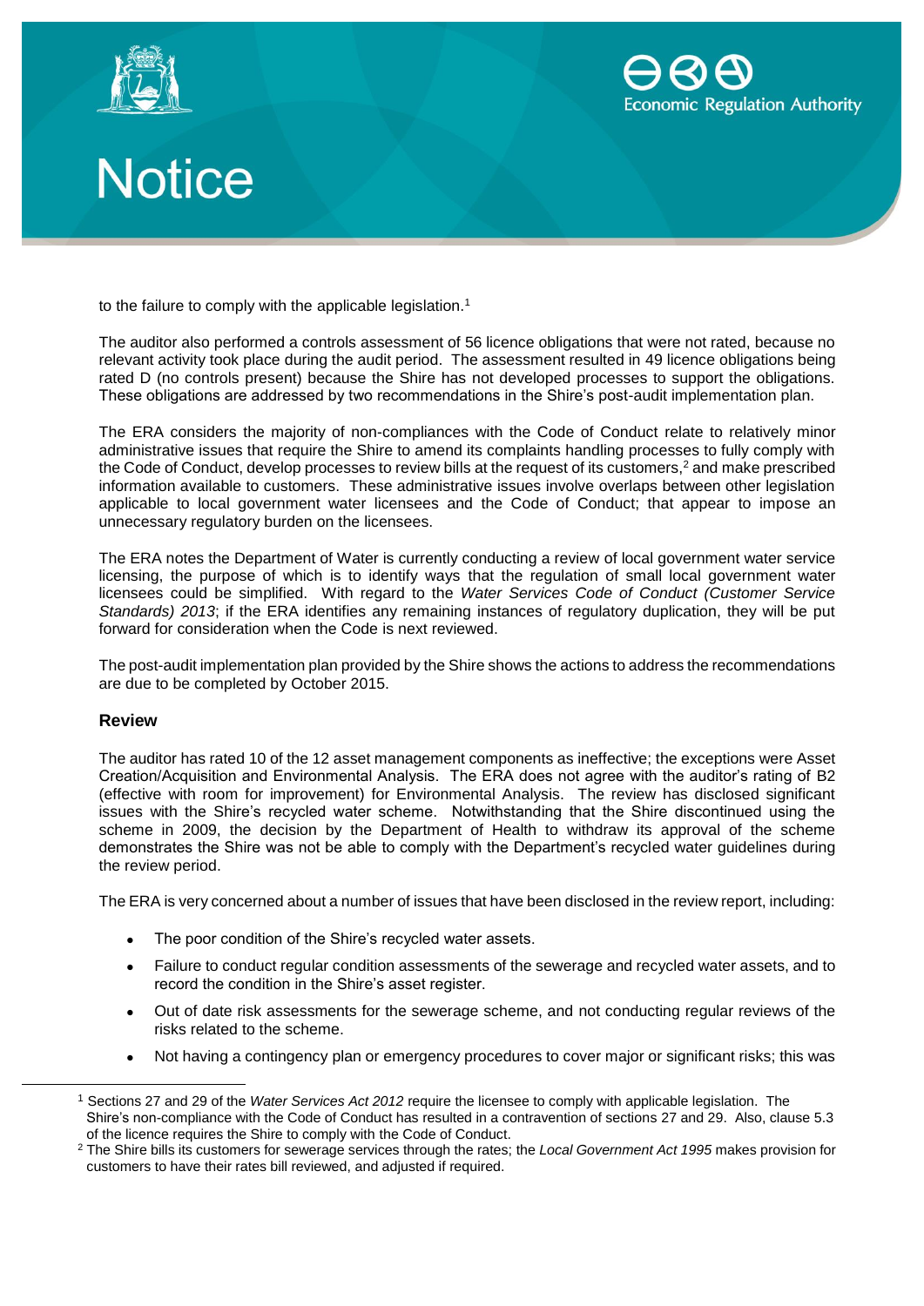to the failure to comply with the applicable legislation.[1]

The auditor also performed a controls assessment of 56 licence obligations that were not rated, because no relevant activity took place during the audit period. The assessment resulted in 49 licence obligations being rated D (no controls present) because the Shire has not developed processes to support the obligations. These obligations are addressed by two recommendations in the Shire's post-audit implementation plan.

The ERA considers the majority of non-compliances with the Code of Conduct relate to relatively minor administrative issues that require the Shire to amend its complaints handling processes to fully comply with the Code of Conduct, develop processes to review bills at the request of its customers,[2] and make prescribed information available to customers. These administrative issues involve overlaps between other legislation applicable to local government water licensees and the Code of Conduct; that appear to impose an unnecessary regulatory burden on the licensees.

The ERA notes the Department of Water is currently conducting a review of local government water service licensing, the purpose of which is to identify ways that the regulation of small local government water licensees could be simplified. With regard to the *Water Services Code of Conduct (Customer Service Standards) 2013*; if the ERA identifies any remaining instances of regulatory duplication, they will be put forward for consideration when the Code is next reviewed.

The post-audit implementation plan provided by the Shire shows the actions to address the recommendations are due to be completed by October 2015.

### Review

The auditor has rated 10 of the 12 asset management components as ineffective; the exceptions were Asset Creation/Acquisition and Environmental Analysis. The ERA does not agree with the auditor's rating of B2 (effective with room for improvement) for Environmental Analysis. The review has disclosed significant issues with the Shire's recycled water scheme. Notwithstanding that the Shire discontinued using the scheme in 2009, the decision by the Department of Health to withdraw its approval of the scheme demonstrates the Shire was not be able to comply with the Department's recycled water guidelines during the review period.

The ERA is very concerned about a number of issues that have been disclosed in the review report, including:

- The poor condition of the Shire's recycled water assets.
- Failure to conduct regular condition assessments of the sewerage and recycled water assets, and to record the condition in the Shire's asset register.
- Out of date risk assessments for the sewerage scheme, and not conducting regular reviews of the risks related to the scheme.
- Not having a contingency plan or emergency procedures to cover major or significant risks; this was

---

[1] Sections 27 and 29 of the *Water Services Act 2012* require the licensee to comply with applicable legislation. The Shire's non-compliance with the Code of Conduct has resulted in a contravention of sections 27 and 29. Also, clause 5.3 of the licence requires the Shire to comply with the Code of Conduct.

[2] The Shire bills its customers for sewerage services through the rates; the *Local Government Act 1995* makes provision for customers to have their rates bill reviewed, and adjusted if required.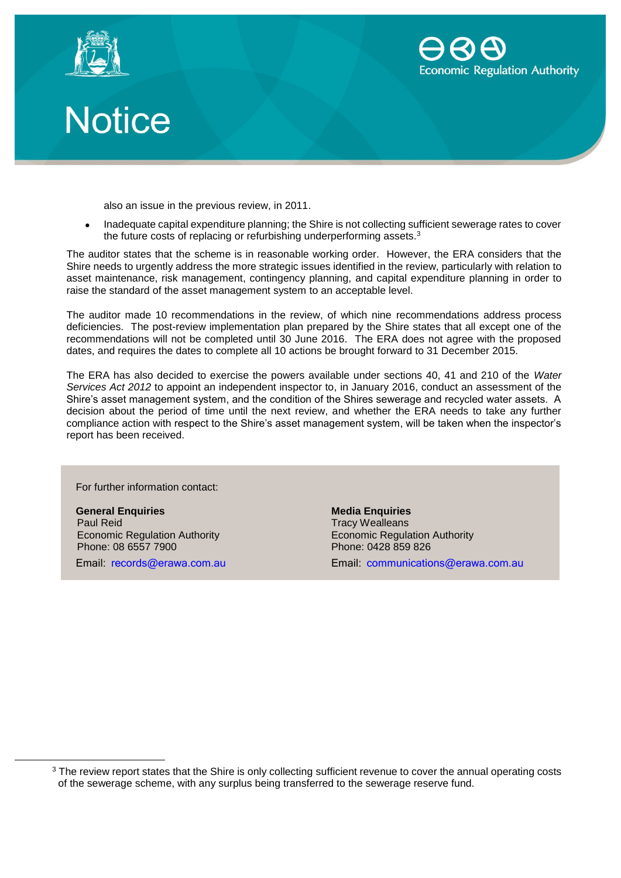also an issue in the previous review, in 2011.

- Inadequate capital expenditure planning; the Shire is not collecting sufficient sewerage rates to cover the future costs of replacing or refurbishing underperforming assets.[3]

The auditor states that the scheme is in reasonable working order. However, the ERA considers that the Shire needs to urgently address the more strategic issues identified in the review, particularly with relation to asset maintenance, risk management, contingency planning, and capital expenditure planning in order to raise the standard of the asset management system to an acceptable level.

The auditor made 10 recommendations in the review, of which nine recommendations address process deficiencies. The post-review implementation plan prepared by the Shire states that all except one of the recommendations will not be completed until 30 June 2016. The ERA does not agree with the proposed dates, and requires the dates to complete all 10 actions be brought forward to 31 December 2015.

The ERA has also decided to exercise the powers available under sections 40, 41 and 210 of the *Water Services Act 2012* to appoint an independent inspector to, in January 2016, conduct an assessment of the Shire's asset management system, and the condition of the Shires sewerage and recycled water assets. A decision about the period of time until the next review, and whether the ERA needs to take any further compliance action with respect to the Shire's asset management system, will be taken when the inspector's report has been received.

For further information contact:

**General Enquiries**
Paul Reid
Economic Regulation Authority
Phone: 08 6557 7900
Email: records@erawa.com.au

**Media Enquiries**
Tracy Wealleans
Economic Regulation Authority
Phone: 0428 859 826
Email: communications@erawa.com.au

[3] The review report states that the Shire is only collecting sufficient revenue to cover the annual operating costs of the sewerage scheme, with any surplus being transferred to the sewerage reserve fund.